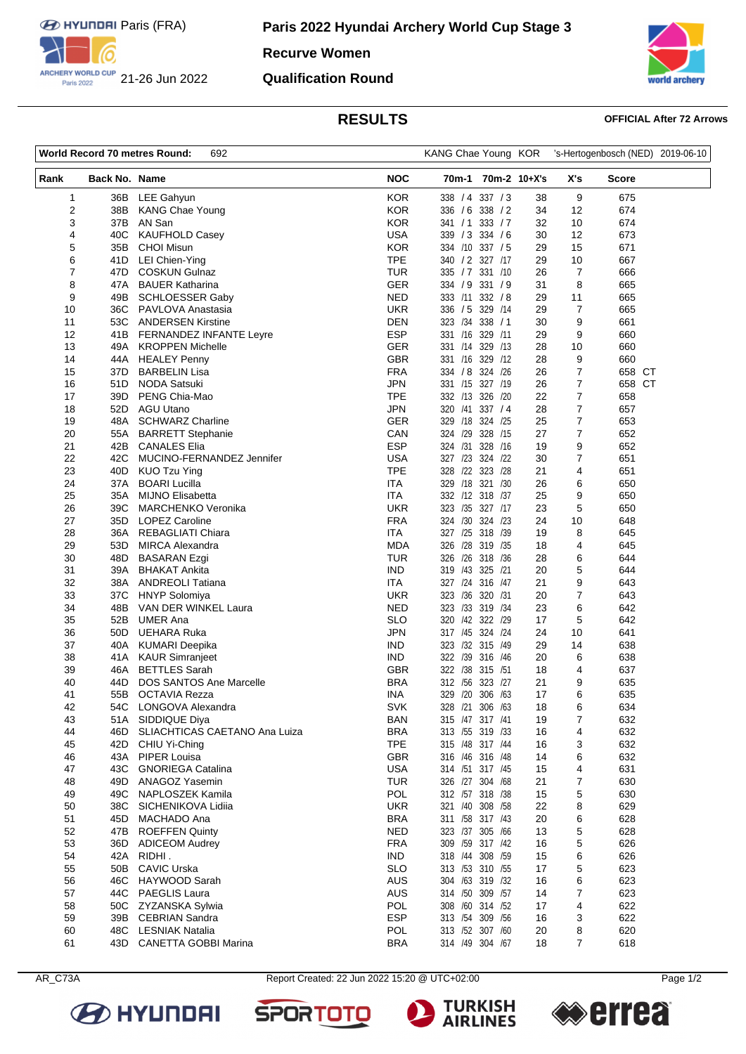Paris (FRA)

21-26 Jun 2022

# Paris 2022 Hyundai Archery World Cup Stage 3

## Recurve Women

## Qualification Round

## RESULTS

**OFFICIAL After 72 Arrows**

| World Record 70 metres Round: | 692 | KANG Chae Young KOR | 's-Hertogenbosch (NED) 2019-06-10 |
|---|---|---|---|

| Rank | Back No. | Name | NOC | 70m-1 | 70m-2 | 10+X's | X's | Score |
|---|---|---|---|---|---|---|---|---|
| 1 | 36B | LEE Gahyun | KOR | 338 / 4 | 337 / 3 | 38 | 9 | 675 |
| 2 | 38B | KANG Chae Young | KOR | 336 / 6 | 338 / 2 | 34 | 12 | 674 |
| 3 | 37B | AN San | KOR | 341 / 1 | 333 / 7 | 32 | 10 | 674 |
| 4 | 40C | KAUFHOLD Casey | USA | 339 / 3 | 334 / 6 | 30 | 12 | 673 |
| 5 | 35B | CHOI Misun | KOR | 334 /10 | 337 / 5 | 29 | 15 | 671 |
| 6 | 41D | LEI Chien-Ying | TPE | 340 / 2 | 327 /17 | 29 | 10 | 667 |
| 7 | 47D | COSKUN Gulnaz | TUR | 335 / 7 | 331 /10 | 26 | 7 | 666 |
| 8 | 47A | BAUER Katharina | GER | 334 / 9 | 331 / 9 | 31 | 8 | 665 |
| 9 | 49B | SCHLOESSER Gaby | NED | 333 /11 | 332 / 8 | 29 | 11 | 665 |
| 10 | 36C | PAVLOVA Anastasia | UKR | 336 / 5 | 329 /14 | 29 | 7 | 665 |
| 11 | 53C | ANDERSEN Kirstine | DEN | 323 /34 | 338 / 1 | 30 | 9 | 661 |
| 12 | 41B | FERNANDEZ INFANTE Leyre | ESP | 331 /16 | 329 /11 | 29 | 9 | 660 |
| 13 | 49A | KROPPEN Michelle | GER | 331 /14 | 329 /13 | 28 | 10 | 660 |
| 14 | 44A | HEALEY Penny | GBR | 331 /16 | 329 /12 | 28 | 9 | 660 |
| 15 | 37D | BARBELIN Lisa | FRA | 334 / 8 | 324 /26 | 26 | 7 | 658 CT |
| 16 | 51D | NODA Satsuki | JPN | 331 /15 | 327 /19 | 26 | 7 | 658 CT |
| 17 | 39D | PENG Chia-Mao | TPE | 332 /13 | 326 /20 | 22 | 7 | 658 |
| 18 | 52D | AGU Utano | JPN | 320 /41 | 337 / 4 | 28 | 7 | 657 |
| 19 | 48A | SCHWARZ Charline | GER | 329 /18 | 324 /25 | 25 | 7 | 653 |
| 20 | 55A | BARRETT Stephanie | CAN | 324 /29 | 328 /15 | 27 | 7 | 652 |
| 21 | 42B | CANALES Elia | ESP | 324 /31 | 328 /16 | 19 | 9 | 652 |
| 22 | 42C | MUCINO-FERNANDEZ Jennifer | USA | 327 /23 | 324 /22 | 30 | 7 | 651 |
| 23 | 40D | KUO Tzu Ying | TPE | 328 /22 | 323 /28 | 21 | 4 | 651 |
| 24 | 37A | BOARI Lucilla | ITA | 329 /18 | 321 /30 | 26 | 6 | 650 |
| 25 | 35A | MIJNO Elisabetta | ITA | 332 /12 | 318 /37 | 25 | 9 | 650 |
| 26 | 39C | MARCHENKO Veronika | UKR | 323 /35 | 327 /17 | 23 | 5 | 650 |
| 27 | 35D | LOPEZ Caroline | FRA | 324 /30 | 324 /23 | 24 | 10 | 648 |
| 28 | 36A | REBAGLIATI Chiara | ITA | 327 /25 | 318 /39 | 19 | 8 | 645 |
| 29 | 53D | MIRCA Alexandra | MDA | 326 /28 | 319 /35 | 18 | 4 | 645 |
| 30 | 48D | BASARAN Ezgi | TUR | 326 /26 | 318 /36 | 28 | 6 | 644 |
| 31 | 39A | BHAKAT Ankita | IND | 319 /43 | 325 /21 | 20 | 5 | 644 |
| 32 | 38A | ANDREOLI Tatiana | ITA | 327 /24 | 316 /47 | 21 | 9 | 643 |
| 33 | 37C | HNYP Solomiya | UKR | 323 /36 | 320 /31 | 20 | 7 | 643 |
| 34 | 48B | VAN DER WINKEL Laura | NED | 323 /33 | 319 /34 | 23 | 6 | 642 |
| 35 | 52B | UMER Ana | SLO | 320 /42 | 322 /29 | 17 | 5 | 642 |
| 36 | 50D | UEHARA Ruka | JPN | 317 /45 | 324 /24 | 24 | 10 | 641 |
| 37 | 40A | KUMARI Deepika | IND | 323 /32 | 315 /49 | 29 | 14 | 638 |
| 38 | 41A | KAUR Simranjeet | IND | 322 /39 | 316 /46 | 20 | 6 | 638 |
| 39 | 46A | BETTLES Sarah | GBR | 322 /38 | 315 /51 | 18 | 4 | 637 |
| 40 | 44D | DOS SANTOS Ane Marcelle | BRA | 312 /56 | 323 /27 | 21 | 9 | 635 |
| 41 | 55B | OCTAVIA Rezza | INA | 329 /20 | 306 /63 | 17 | 6 | 635 |
| 42 | 54C | LONGOVA Alexandra | SVK | 328 /21 | 306 /63 | 18 | 6 | 634 |
| 43 | 51A | SIDDIQUE Diya | BAN | 315 /47 | 317 /41 | 19 | 7 | 632 |
| 44 | 46D | SLIACHTICAS CAETANO Ana Luiza | BRA | 313 /55 | 319 /33 | 16 | 4 | 632 |
| 45 | 42D | CHIU Yi-Ching | TPE | 315 /48 | 317 /44 | 16 | 3 | 632 |
| 46 | 43A | PIPER Louisa | GBR | 316 /46 | 316 /48 | 14 | 6 | 632 |
| 47 | 43C | GNORIEGA Catalina | USA | 314 /51 | 317 /45 | 15 | 4 | 631 |
| 48 | 49D | ANAGOZ Yasemin | TUR | 326 /27 | 304 /68 | 21 | 7 | 630 |
| 49 | 49C | NAPLOSZEK Kamila | POL | 312 /57 | 318 /38 | 15 | 5 | 630 |
| 50 | 38C | SICHENIKOVA Lidiia | UKR | 321 /40 | 308 /58 | 22 | 8 | 629 |
| 51 | 45D | MACHADO Ana | BRA | 311 /58 | 317 /43 | 20 | 6 | 628 |
| 52 | 47B | ROEFFEN Quinty | NED | 323 /37 | 305 /66 | 13 | 5 | 628 |
| 53 | 36D | ADICEOM Audrey | FRA | 309 /59 | 317 /42 | 16 | 5 | 626 |
| 54 | 42A | RIDHI . | IND | 318 /44 | 308 /59 | 15 | 6 | 626 |
| 55 | 50B | CAVIC Urska | SLO | 313 /53 | 310 /55 | 17 | 5 | 623 |
| 56 | 46C | HAYWOOD Sarah | AUS | 304 /63 | 319 /32 | 16 | 6 | 623 |
| 57 | 44C | PAEGLIS Laura | AUS | 314 /50 | 309 /57 | 14 | 7 | 623 |
| 58 | 50C | ZYZANSKA Sylwia | POL | 308 /60 | 314 /52 | 17 | 4 | 622 |
| 59 | 39B | CEBRIAN Sandra | ESP | 313 /54 | 309 /56 | 16 | 3 | 622 |
| 60 | 48C | LESNIAK Natalia | POL | 313 /52 | 307 /60 | 20 | 8 | 620 |
| 61 | 43D | CANETTA GOBBI Marina | BRA | 314 /49 | 304 /67 | 18 | 7 | 618 |

AR_C73A Report Created: 22 Jun 2022 15:20 @ UTC+02:00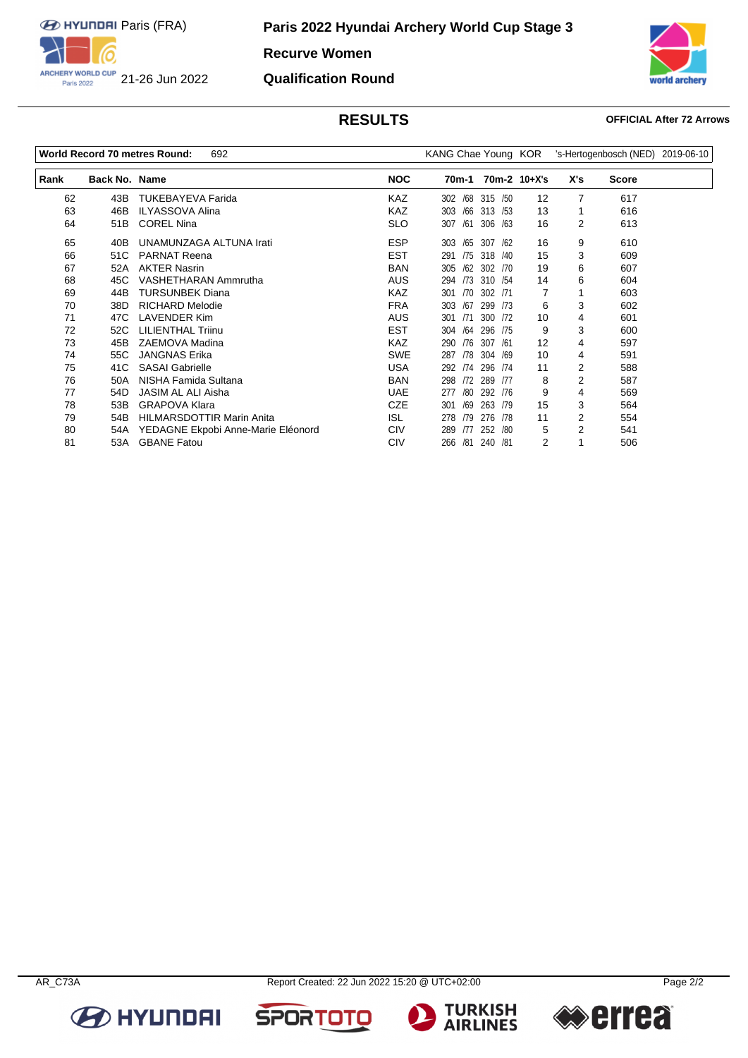Hyundai Paris (FRA)

21-26 Jun 2022

**Paris 2022 Hyundai Archery World Cup Stage 3**

**Recurve Women**

**Qualification Round**

## RESULTS

**OFFICIAL After 72 Arrows**

| **World Record 70 metres Round:** 692 | KANG Chae Young KOR | 's-Hertogenbosch (NED) 2019-06-10 |
|---|---|---|

| Rank | Back No. | Name | NOC | 70m-1 | 70m-2 | 10+X's | X's | Score |
|---|---|---|---|---|---|---|---|---|
| 62 | 43B | TUKEBAYEVA Farida | KAZ | 302 /68 | 315 /50 | 12 | 7 | 617 |
| 63 | 46B | ILYASSOVA Alina | KAZ | 303 /66 | 313 /53 | 13 | 1 | 616 |
| 64 | 51B | COREL Nina | SLO | 307 /61 | 306 /63 | 16 | 2 | 613 |
| 65 | 40B | UNAMUNZAGA ALTUNA Irati | ESP | 303 /65 | 307 /62 | 16 | 9 | 610 |
| 66 | 51C | PARNAT Reena | EST | 291 /75 | 318 /40 | 15 | 3 | 609 |
| 67 | 52A | AKTER Nasrin | BAN | 305 /62 | 302 /70 | 19 | 6 | 607 |
| 68 | 45C | VASHETHARAN Ammrutha | AUS | 294 /73 | 310 /54 | 14 | 6 | 604 |
| 69 | 44B | TURSUNBEK Diana | KAZ | 301 /70 | 302 /71 | 7 | 1 | 603 |
| 70 | 38D | RICHARD Melodie | FRA | 303 /67 | 299 /73 | 6 | 3 | 602 |
| 71 | 47C | LAVENDER Kim | AUS | 301 /71 | 300 /72 | 10 | 4 | 601 |
| 72 | 52C | LILIENTHAL Triinu | EST | 304 /64 | 296 /75 | 9 | 3 | 600 |
| 73 | 45B | ZAEMOVA Madina | KAZ | 290 /76 | 307 /61 | 12 | 4 | 597 |
| 74 | 55C | JANGNAS Erika | SWE | 287 /78 | 304 /69 | 10 | 4 | 591 |
| 75 | 41C | SASAI Gabrielle | USA | 292 /74 | 296 /74 | 11 | 2 | 588 |
| 76 | 50A | NISHA Famida Sultana | BAN | 298 /72 | 289 /77 | 8 | 2 | 587 |
| 77 | 54D | JASIM AL ALI Aisha | UAE | 277 /80 | 292 /76 | 9 | 4 | 569 |
| 78 | 53B | GRAPOVA Klara | CZE | 301 /69 | 263 /79 | 15 | 3 | 564 |
| 79 | 54B | HILMARSDOTTIR Marin Anita | ISL | 278 /79 | 276 /78 | 11 | 2 | 554 |
| 80 | 54A | YEDAGNE Ekpobi Anne-Marie Eléonord | CIV | 289 /77 | 252 /80 | 5 | 2 | 541 |
| 81 | 53A | GBANE Fatou | CIV | 266 /81 | 240 /81 | 2 | 1 | 506 |

AR_C73A

Report Created: 22 Jun 2022 15:20 @ UTC+02:00